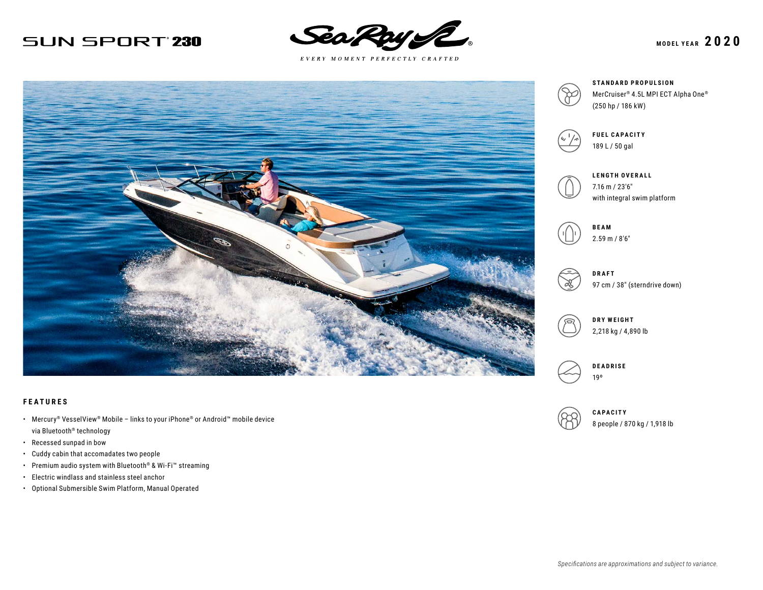# SUN SPORT 230

Sea Ray

*EVERY MOMENT PERFECTLY CRAFTED*

**MODEL YEAR 2020**

**STANDARD PROPULSION**
MerCruiser® 4.5L MPI ECT Alpha One®
(250 hp / 186 kW)

**FUEL CAPACITY**
189 L / 50 gal

**LENGTH OVERALL**
7.16 m / 23'6"
with integral swim platform

**BEAM**
2.59 m / 8'6"

**DRAFT**
97 cm / 38" (sterndrive down)

**DRY WEIGHT**
2,218 kg / 4,890 lb

**DEADRISE**
19º

**CAPACITY**
8 people / 870 kg / 1,918 lb

## FEATURES

- Mercury® VesselView® Mobile – links to your iPhone® or Android™ mobile device via Bluetooth® technology
- Recessed sunpad in bow
- Cuddy cabin that accomadates two people
- Premium audio system with Bluetooth® & Wi-Fi™ streaming
- Electric windlass and stainless steel anchor
- Optional Submersible Swim Platform, Manual Operated

*Specifications are approximations and subject to variance.*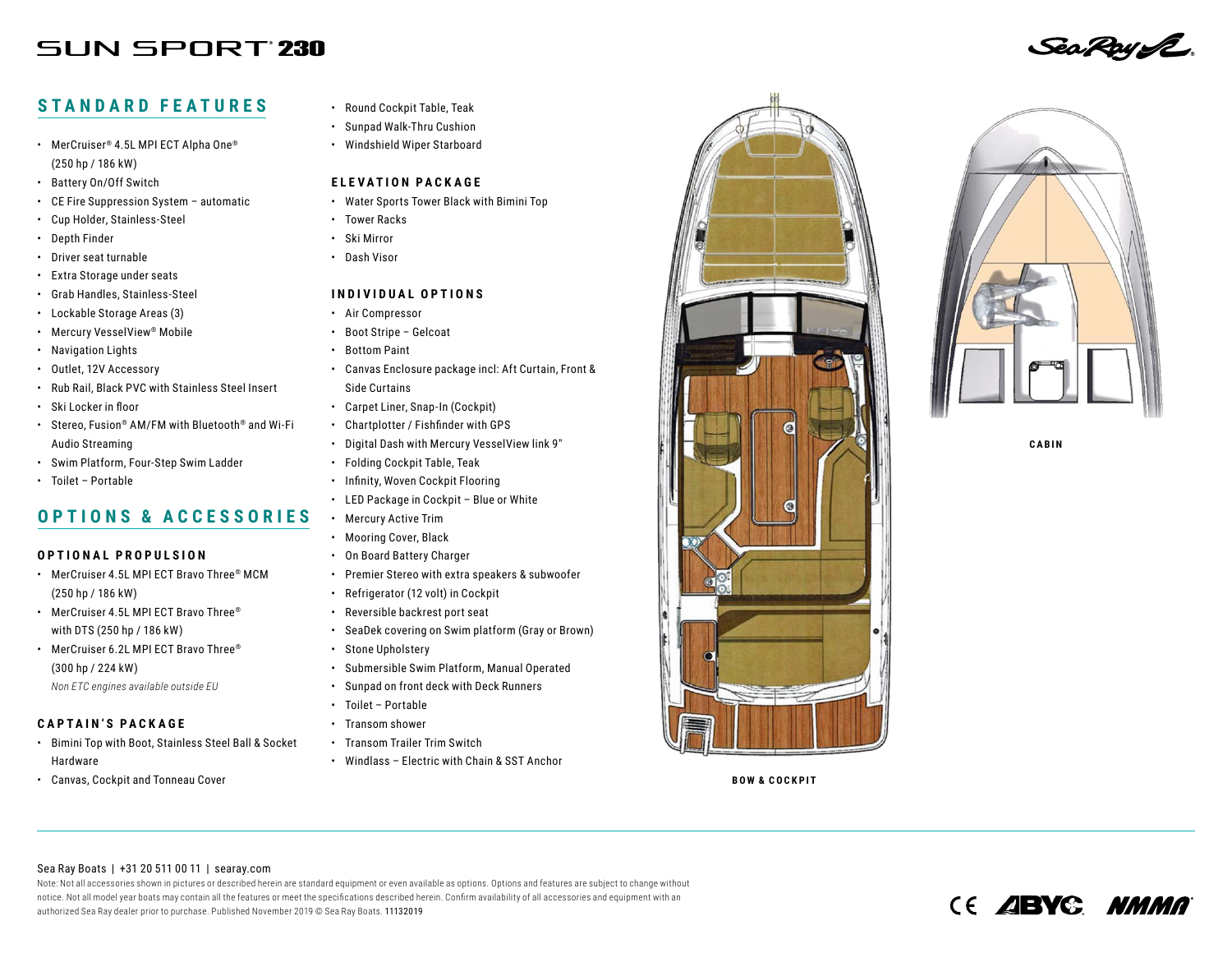# SUN SPORT® 230

## STANDARD FEATURES

- MerCruiser® 4.5L MPI ECT Alpha One® (250 hp / 186 kW)
- Battery On/Off Switch
- CE Fire Suppression System – automatic
- Cup Holder, Stainless-Steel
- Depth Finder
- Driver seat turnable
- Extra Storage under seats
- Grab Handles, Stainless-Steel
- Lockable Storage Areas (3)
- Mercury VesselView® Mobile
- Navigation Lights
- Outlet, 12V Accessory
- Rub Rail, Black PVC with Stainless Steel Insert
- Ski Locker in floor
- Stereo, Fusion® AM/FM with Bluetooth® and Wi-Fi Audio Streaming
- Swim Platform, Four-Step Swim Ladder
- Toilet – Portable
- Round Cockpit Table, Teak
- Sunpad Walk-Thru Cushion
- Windshield Wiper Starboard

## OPTIONS & ACCESSORIES

### OPTIONAL PROPULSION

- MerCruiser 4.5L MPI ECT Bravo Three® MCM (250 hp / 186 kW)
- MerCruiser 4.5L MPI ECT Bravo Three® with DTS (250 hp / 186 kW)
- MerCruiser® 6.2L MPI ECT Bravo Three® (300 hp / 224 kW)

*Non ETC engines available outside EU*

### CAPTAIN'S PACKAGE

- Bimini Top with Boot, Stainless Steel Ball & Socket Hardware
- Canvas, Cockpit and Tonneau Cover

### ELEVATION PACKAGE

- Water Sports Tower Black with Bimini Top
- Tower Racks
- Ski Mirror
- Dash Visor

### INDIVIDUAL OPTIONS

- Air Compressor
- Boot Stripe – Gelcoat
- Bottom Paint
- Canvas Enclosure package incl: Aft Curtain, Front & Side Curtains
- Carpet Liner, Snap-In (Cockpit)
- Chartplotter / Fishfinder with GPS
- Digital Dash with Mercury VesselView link 9"
- Folding Cockpit Table, Teak
- Infinity, Woven Cockpit Flooring
- LED Package in Cockpit – Blue or White
- Mercury Active Trim
- Mooring Cover, Black
- On Board Battery Charger
- Premier Stereo with extra speakers & subwoofer
- Refrigerator (12 volt) in Cockpit
- Reversible backrest port seat
- SeaDek covering on Swim platform (Gray or Brown)
- Stone Upholstery
- Submersible Swim Platform, Manual Operated
- Sunpad on front deck with Deck Runners
- Toilet – Portable
- Transom shower
- Transom Trailer Trim Switch
- Windlass – Electric with Chain & SST Anchor

BOW & COCKPIT

CABIN

Sea Ray Boats | +31 20 511 00 11 | searay.com

Note: Not all accessories shown in pictures or described herein are standard equipment or even available as options. Options and features are subject to change without notice. Not all model year boats may contain all the features or meet the specifications described herein. Confirm availability of all accessories and equipment with an authorized Sea Ray dealer prior to purchase. Published November 2019 © Sea Ray Boats. 11132019